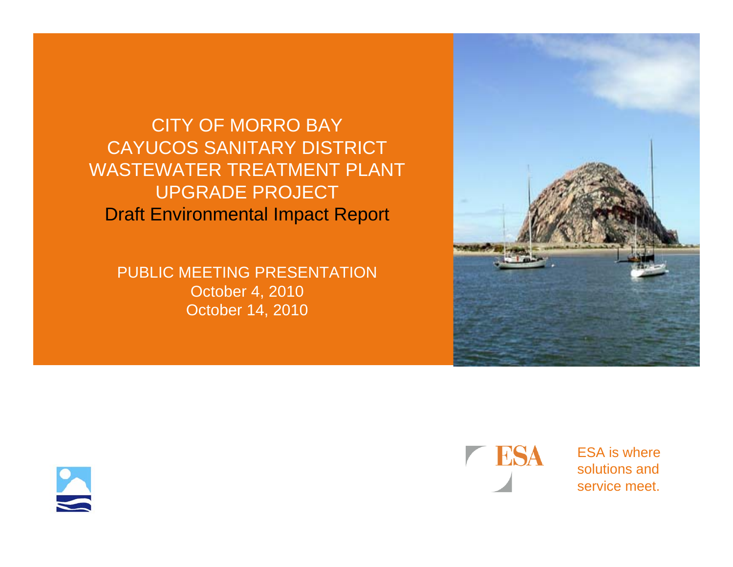# CITY OF MORRO BAY CAYUCOS SANITARY DISTRICT WASTEWATER TREATMENT PLANT UPGRADE PROJECT

## Draft Environmental Impact Report

PUBLIC MEETING PRESENTATION

October 4, 2010

October 14, 2010

ESA

ESA is where solutions and service meet.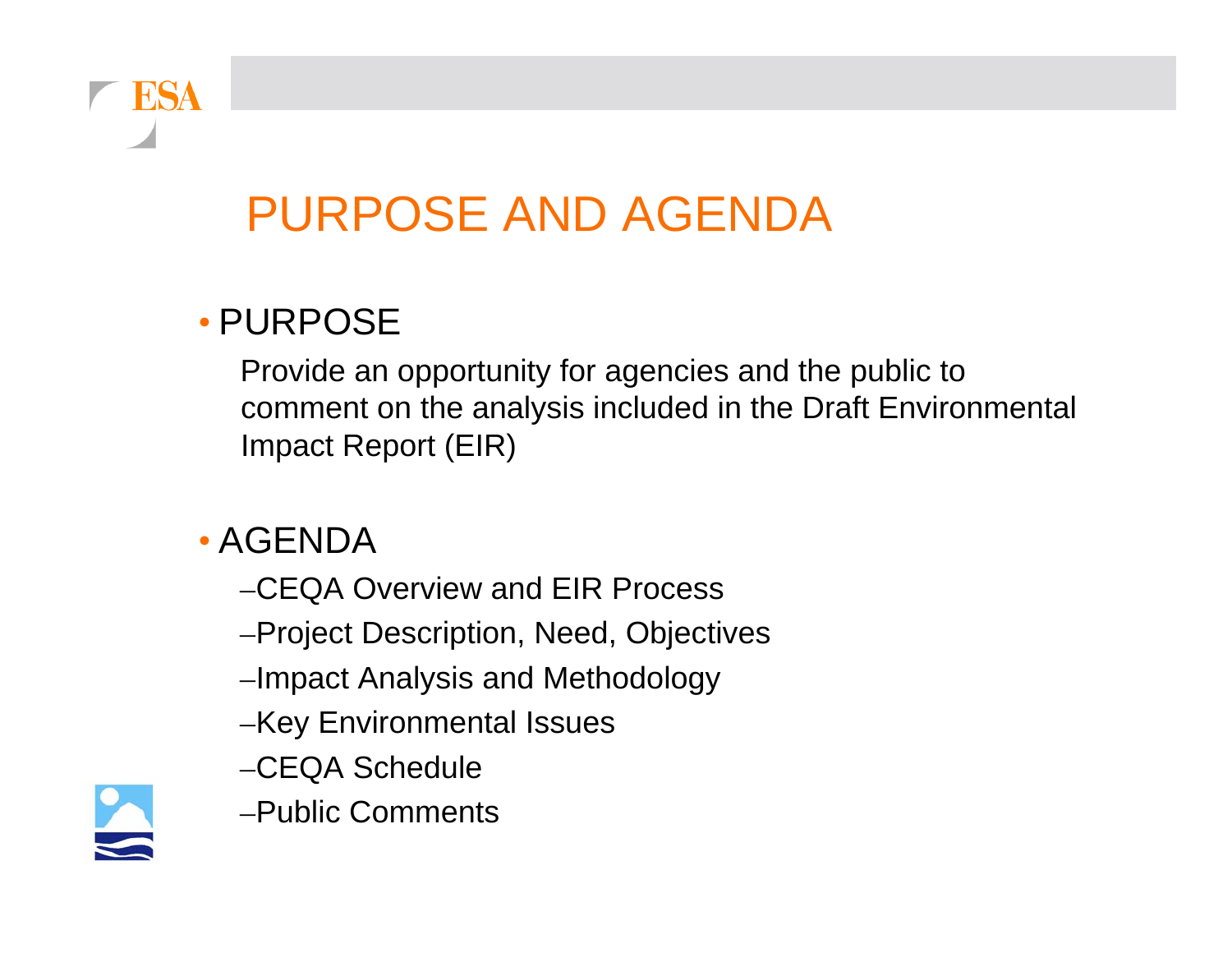# PURPOSE AND AGENDA

- PURPOSE

  Provide an opportunity for agencies and the public to comment on the analysis included in the Draft Environmental Impact Report (EIR)

- AGENDA
  - CEQA Overview and EIR Process
  - Project Description, Need, Objectives
  - Impact Analysis and Methodology
  - Key Environmental Issues
  - CEQA Schedule
  - Public Comments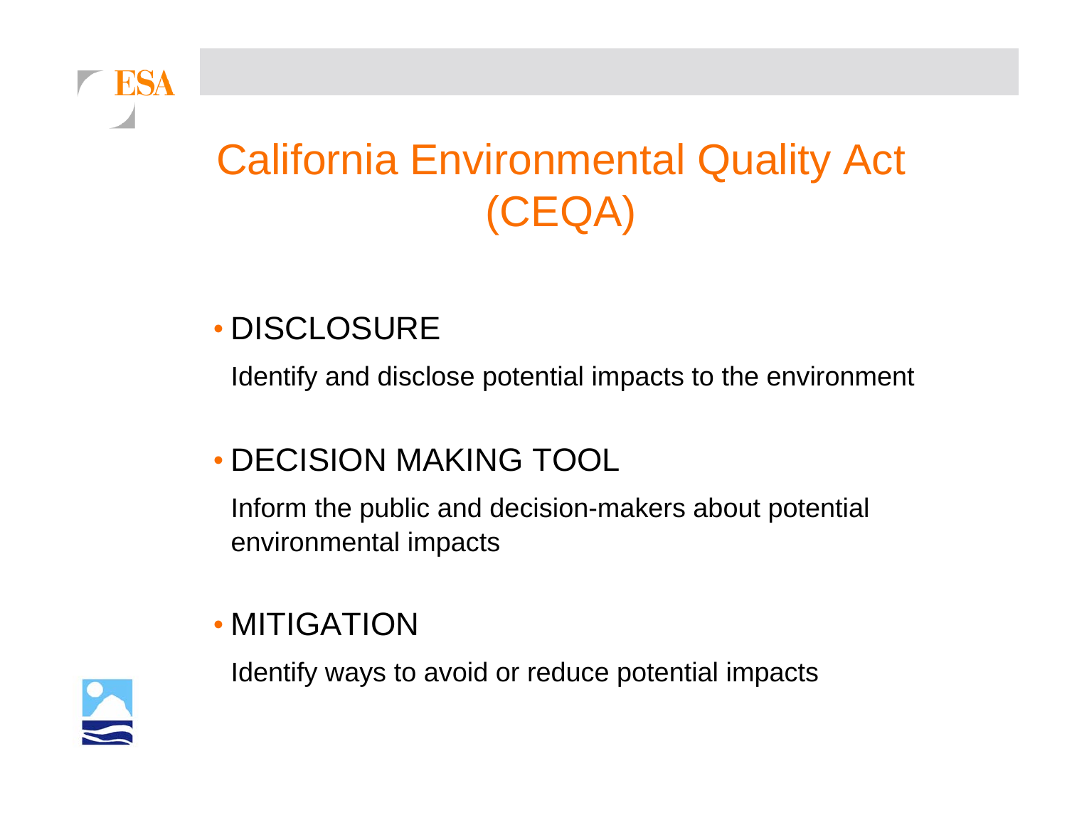# California Environmental Quality Act (CEQA)

- DISCLOSURE

  Identify and disclose potential impacts to the environment

- DECISION MAKING TOOL

  Inform the public and decision-makers about potential environmental impacts

- MITIGATION

  Identify ways to avoid or reduce potential impacts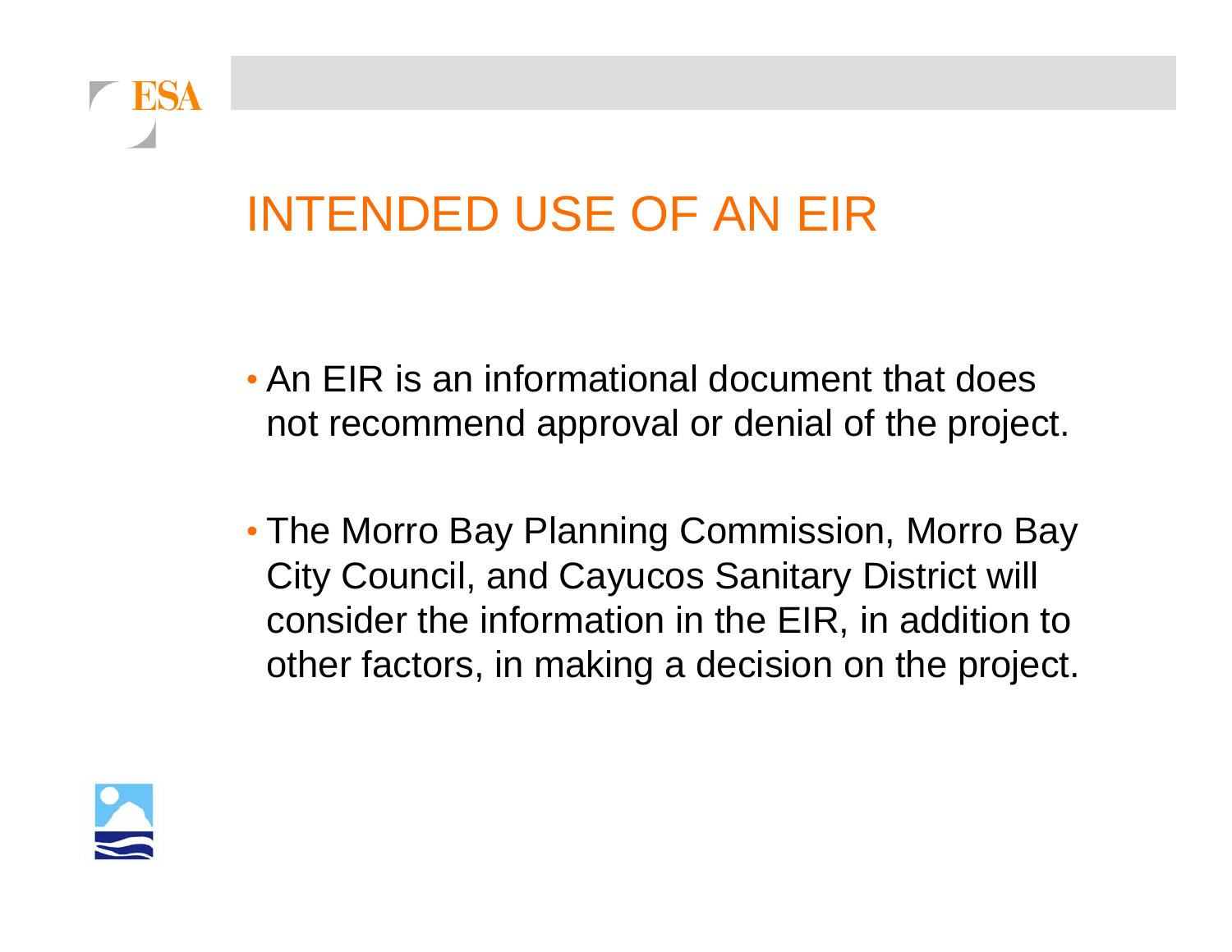# INTENDED USE OF AN EIR

- An EIR is an informational document that does not recommend approval or denial of the project.
- The Morro Bay Planning Commission, Morro Bay City Council, and Cayucos Sanitary District will consider the information in the EIR, in addition to other factors, in making a decision on the project.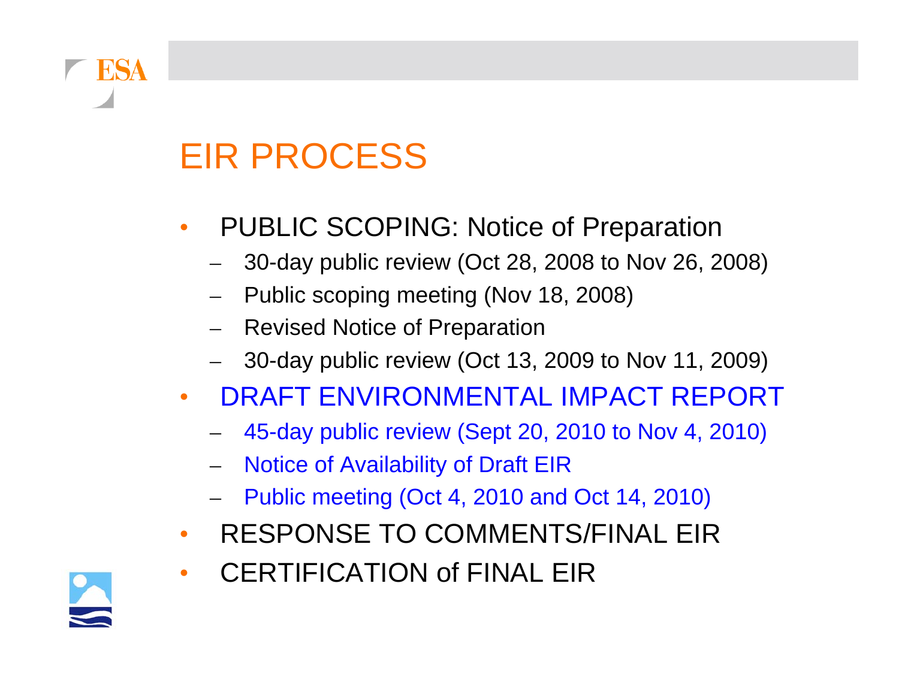# EIR PROCESS

- PUBLIC SCOPING: Notice of Preparation
  - 30-day public review (Oct 28, 2008 to Nov 26, 2008)
  - Public scoping meeting (Nov 18, 2008)
  - Revised Notice of Preparation
  - 30-day public review (Oct 13, 2009 to Nov 11, 2009)
- DRAFT ENVIRONMENTAL IMPACT REPORT
  - 45-day public review (Sept 20, 2010 to Nov 4, 2010)
  - Notice of Availability of Draft EIR
  - Public meeting (Oct 4, 2010 and Oct 14, 2010)
- RESPONSE TO COMMENTS/FINAL EIR
- CERTIFICATION of FINAL EIR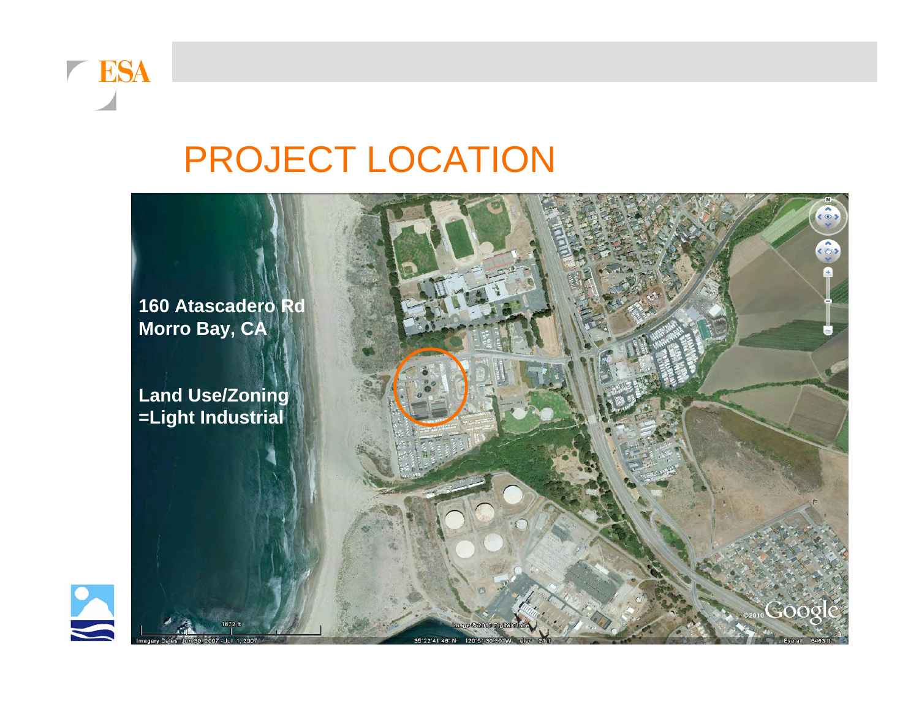# PROJECT LOCATION

**160 Atascadero Rd**
**Morro Bay, CA**

**Land Use/Zoning**
**=Light Industrial**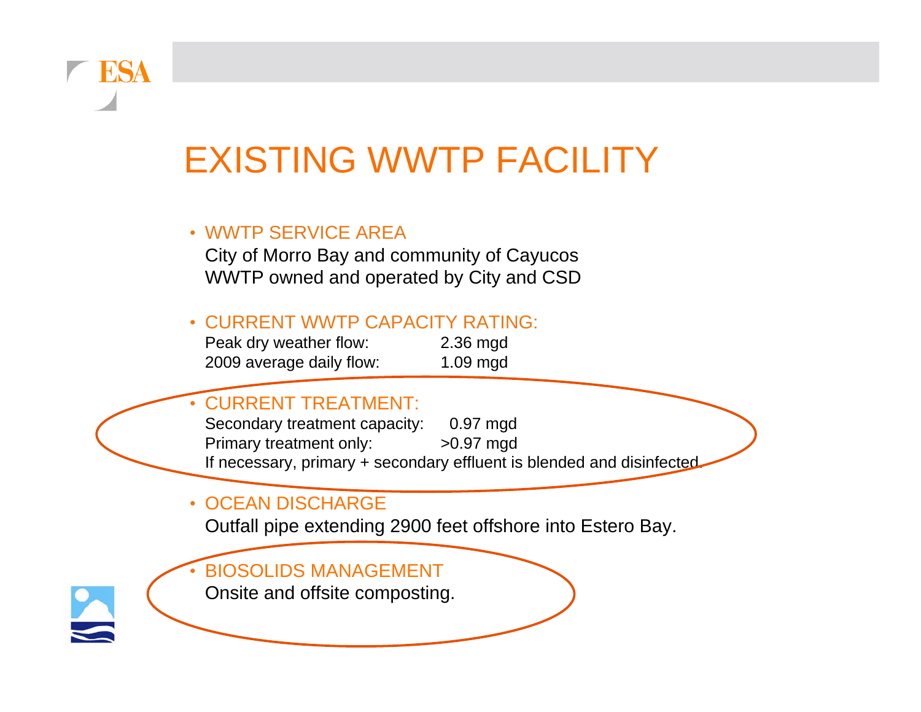# EXISTING WWTP FACILITY

- WWTP SERVICE AREA
  City of Morro Bay and community of Cayucos
  WWTP owned and operated by City and CSD

- CURRENT WWTP CAPACITY RATING:

  | | |
  |---|---|
  | Peak dry weather flow: | 2.36 mgd |
  | 2009 average daily flow: | 1.09 mgd |

- CURRENT TREATMENT:

  | | |
  |---|---|
  | Secondary treatment capacity: | 0.97 mgd |
  | Primary treatment only: | >0.97 mgd |

  If necessary, primary + secondary effluent is blended and disinfected.

- OCEAN DISCHARGE
  Outfall pipe extending 2900 feet offshore into Estero Bay.

- BIOSOLIDS MANAGEMENT
  Onsite and offsite composting.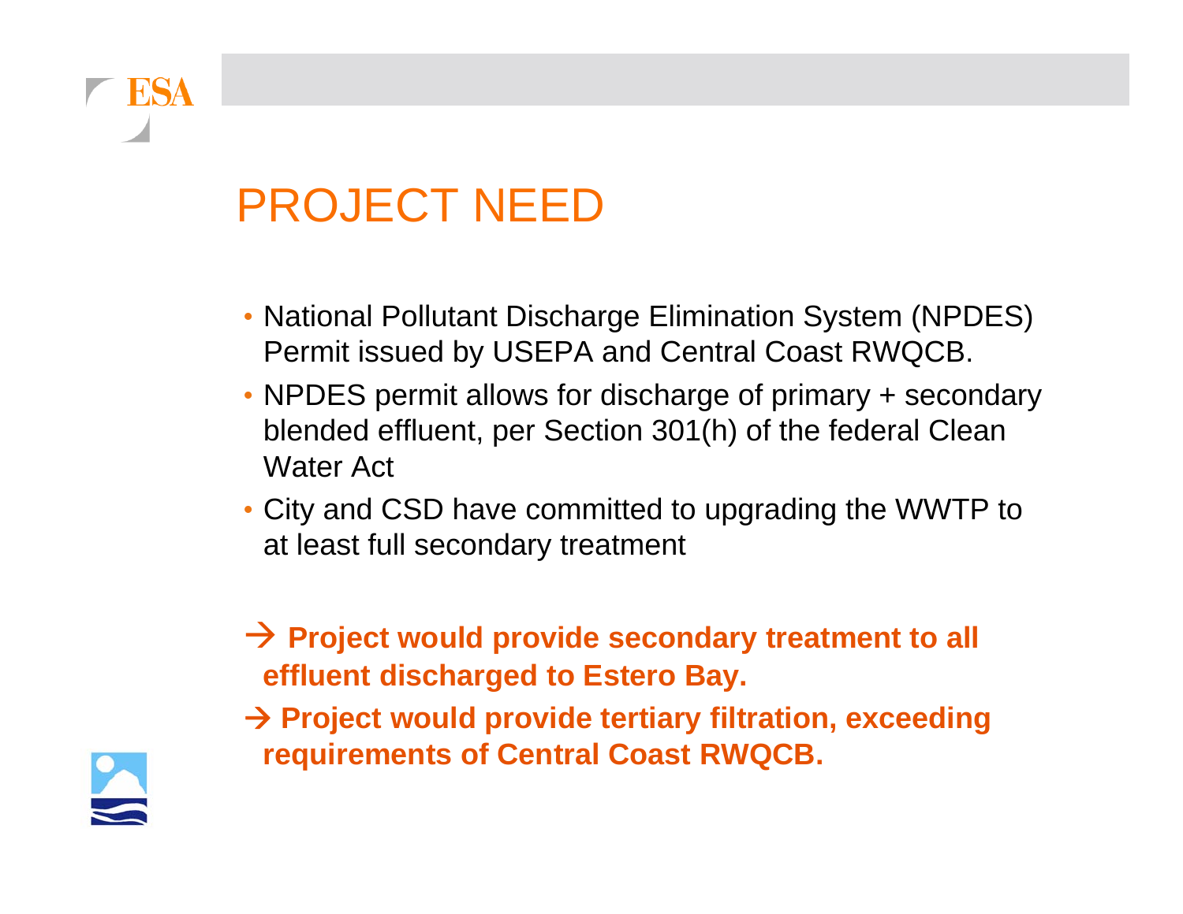# PROJECT NEED

- National Pollutant Discharge Elimination System (NPDES) Permit issued by USEPA and Central Coast RWQCB.
- NPDES permit allows for discharge of primary + secondary blended effluent, per Section 301(h) of the federal Clean Water Act
- City and CSD have committed to upgrading the WWTP to at least full secondary treatment

**→ Project would provide secondary treatment to all effluent discharged to Estero Bay.**

**→ Project would provide tertiary filtration, exceeding requirements of Central Coast RWQCB.**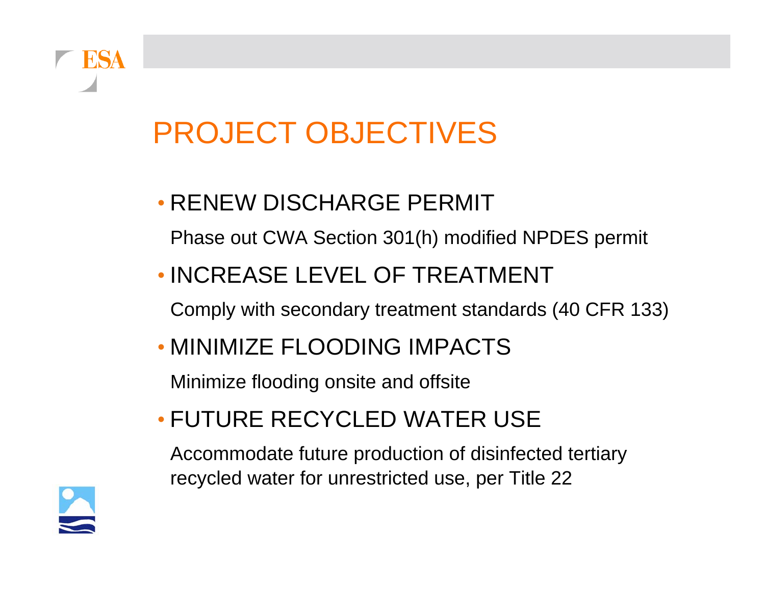# PROJECT OBJECTIVES

- RENEW DISCHARGE PERMIT

  Phase out CWA Section 301(h) modified NPDES permit

- INCREASE LEVEL OF TREATMENT

  Comply with secondary treatment standards (40 CFR 133)

- MINIMIZE FLOODING IMPACTS

  Minimize flooding onsite and offsite

- FUTURE RECYCLED WATER USE

  Accommodate future production of disinfected tertiary recycled water for unrestricted use, per Title 22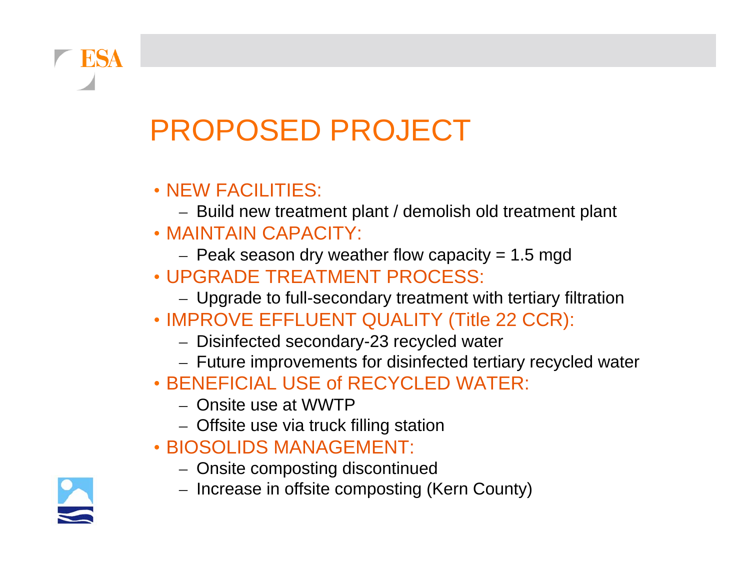# PROPOSED PROJECT

- NEW FACILITIES:
  - Build new treatment plant / demolish old treatment plant
- MAINTAIN CAPACITY:
  - Peak season dry weather flow capacity = 1.5 mgd
- UPGRADE TREATMENT PROCESS:
  - Upgrade to full-secondary treatment with tertiary filtration
- IMPROVE EFFLUENT QUALITY (Title 22 CCR):
  - Disinfected secondary-23 recycled water
  - Future improvements for disinfected tertiary recycled water
- BENEFICIAL USE of RECYCLED WATER:
  - Onsite use at WWTP
  - Offsite use via truck filling station
- BIOSOLIDS MANAGEMENT:
  - Onsite composting discontinued
  - Increase in offsite composting (Kern County)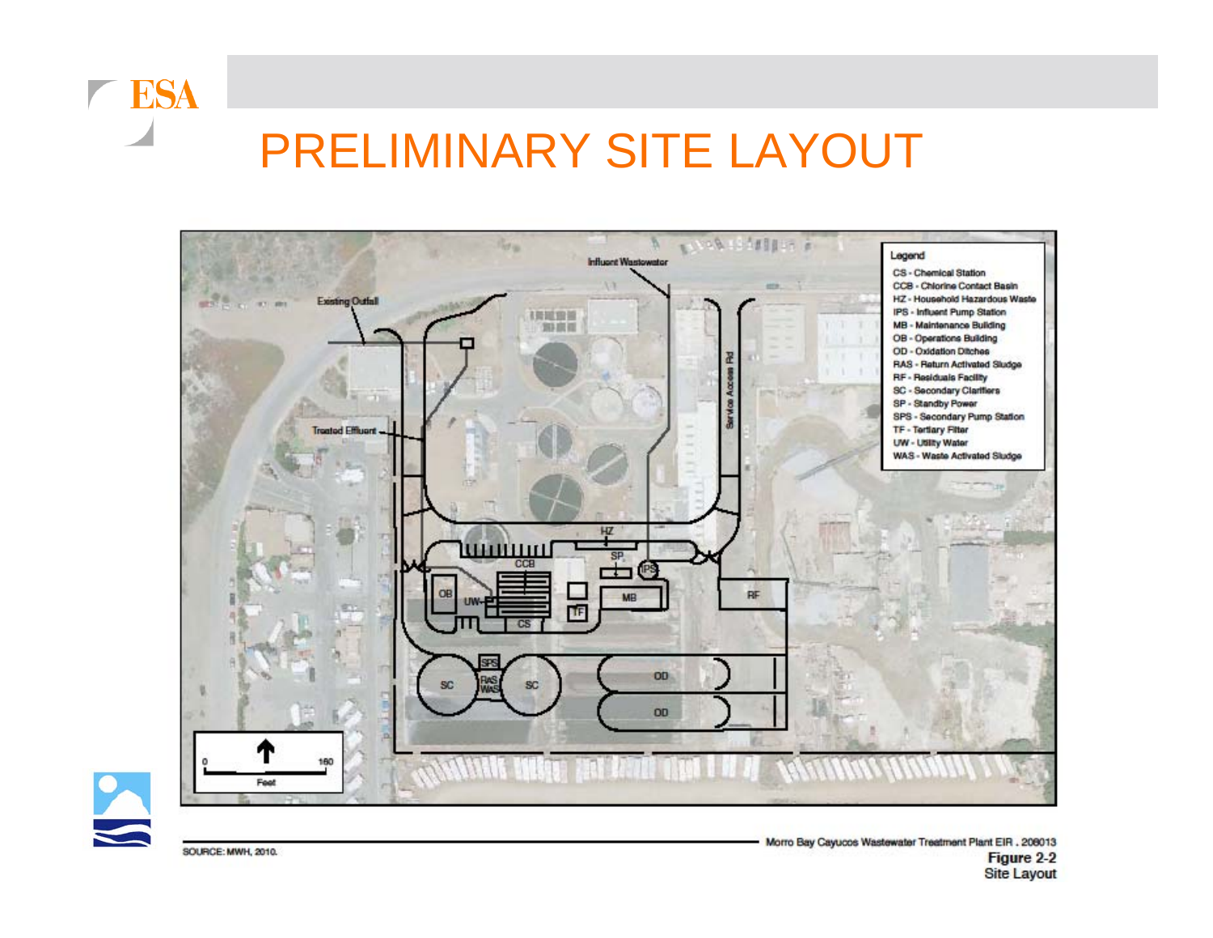# PRELIMINARY SITE LAYOUT

Influent Wastewater

Existing Outfall

Treated Effluent

Service Access Rd

Legend

- CS - Chemical Station
- CCB - Chlorine Contact Basin
- HZ - Household Hazardous Waste
- IPS - Influent Pump Station
- MB - Maintenance Building
- OB - Operations Building
- OD - Oxidation Ditches
- RAS - Return Activated Sludge
- RF - Residuals Facility
- SC - Secondary Clarifiers
- SP - Standby Power
- SPS - Secondary Pump Station
- TF - Tertiary Filter
- UW - Utility Water
- WAS - Waste Activated Sludge

0 160

Feet

SOURCE: MWH, 2010.

Morro Bay Cayucos Wastewater Treatment Plant EIR . 208013

**Figure 2-2**
Site Layout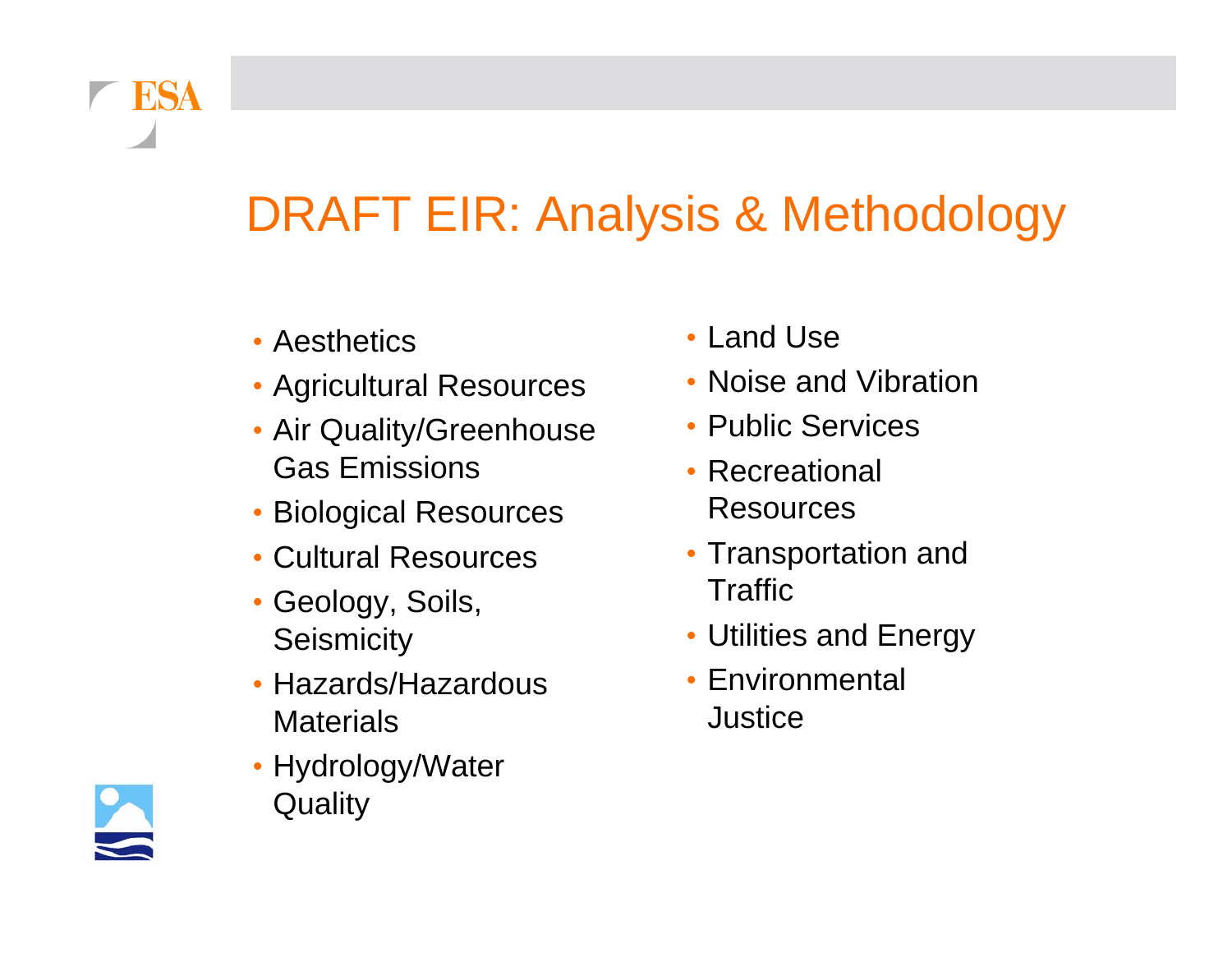# DRAFT EIR: Analysis & Methodology

- Aesthetics
- Agricultural Resources
- Air Quality/Greenhouse Gas Emissions
- Biological Resources
- Cultural Resources
- Geology, Soils, Seismicity
- Hazards/Hazardous Materials
- Hydrology/Water Quality
- Land Use
- Noise and Vibration
- Public Services
- Recreational Resources
- Transportation and Traffic
- Utilities and Energy
- Environmental Justice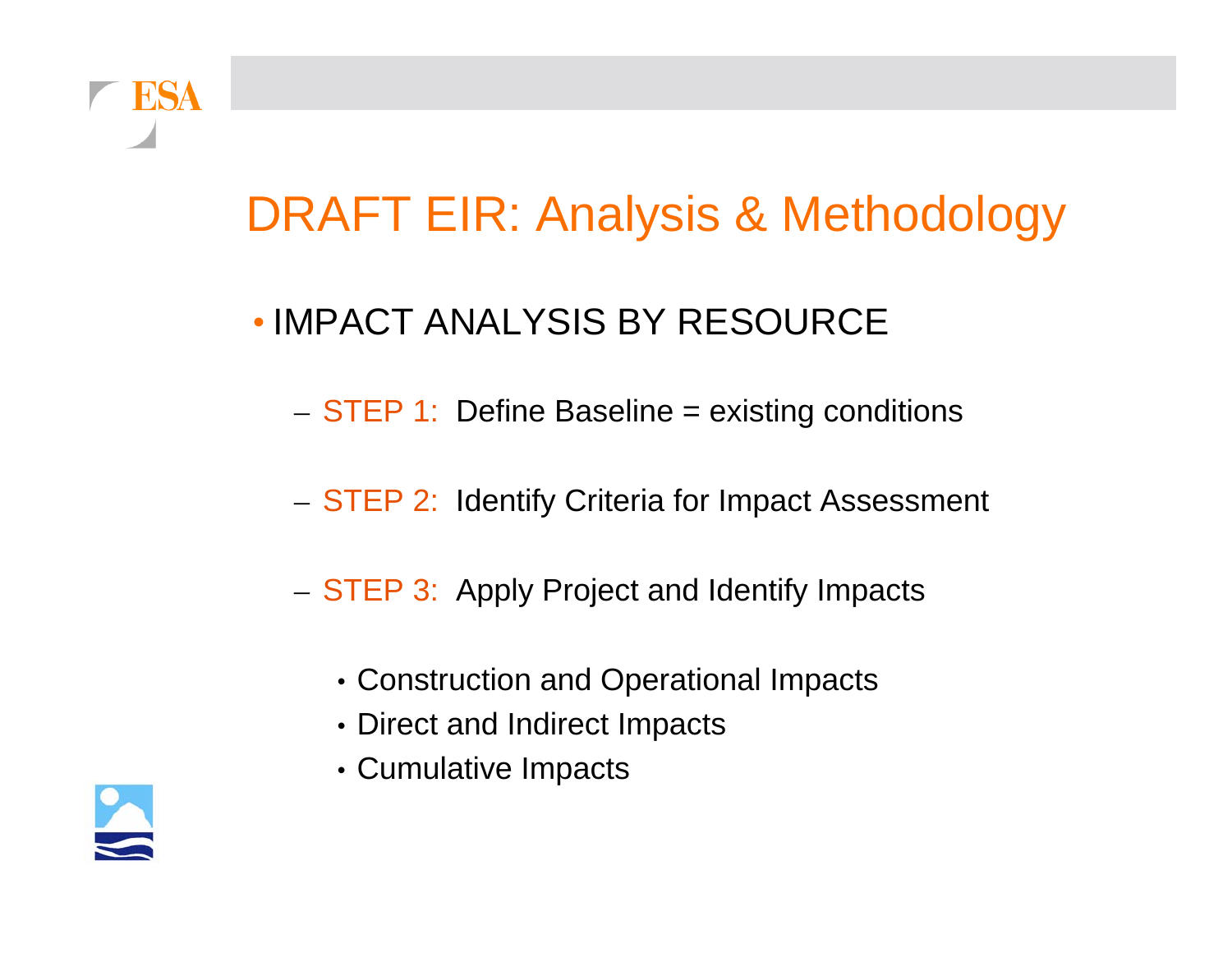# DRAFT EIR: Analysis & Methodology

- IMPACT ANALYSIS BY RESOURCE
  - STEP 1: Define Baseline = existing conditions
  - STEP 2: Identify Criteria for Impact Assessment
  - STEP 3: Apply Project and Identify Impacts
    - Construction and Operational Impacts
    - Direct and Indirect Impacts
    - Cumulative Impacts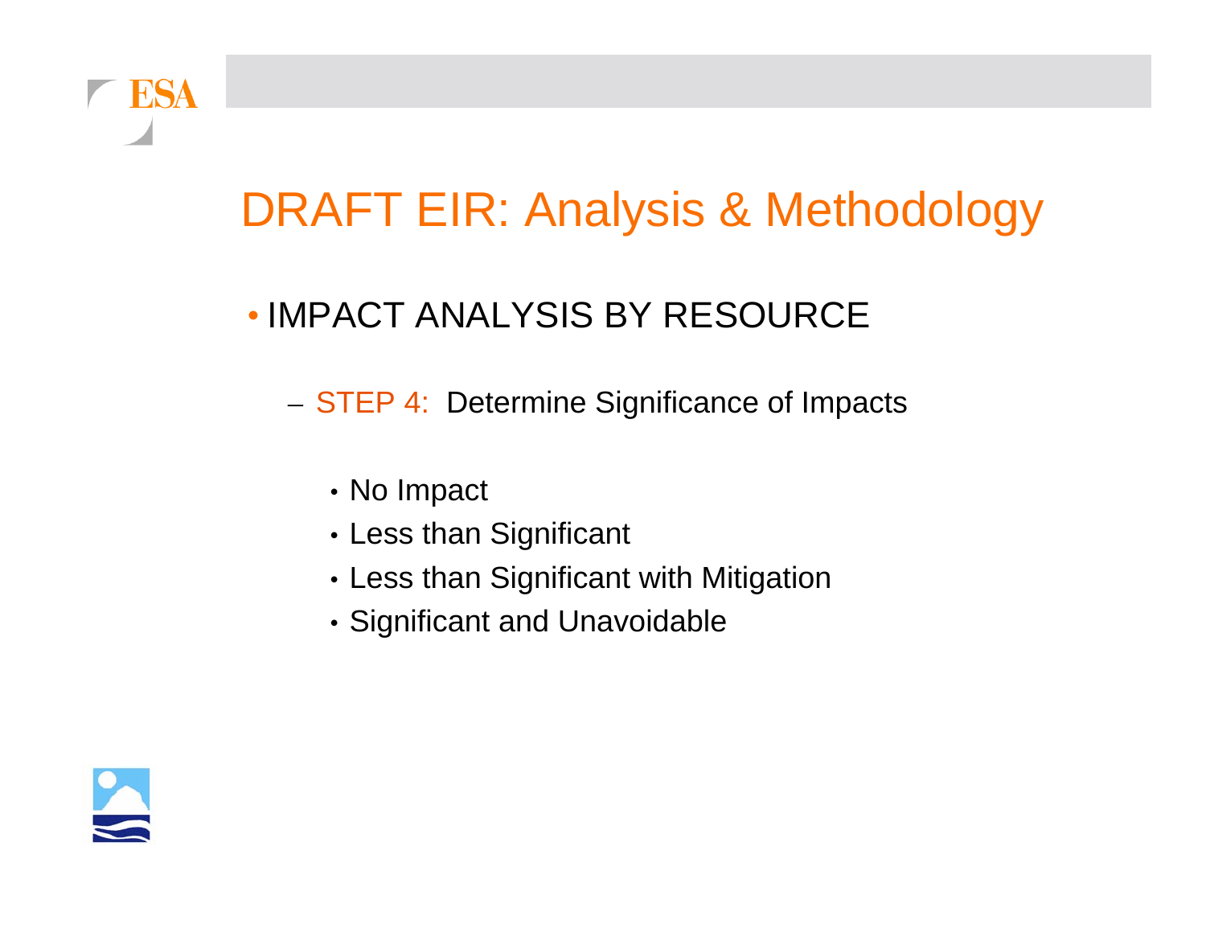# DRAFT EIR: Analysis & Methodology

- IMPACT ANALYSIS BY RESOURCE
  - STEP 4: Determine Significance of Impacts
    - No Impact
    - Less than Significant
    - Less than Significant with Mitigation
    - Significant and Unavoidable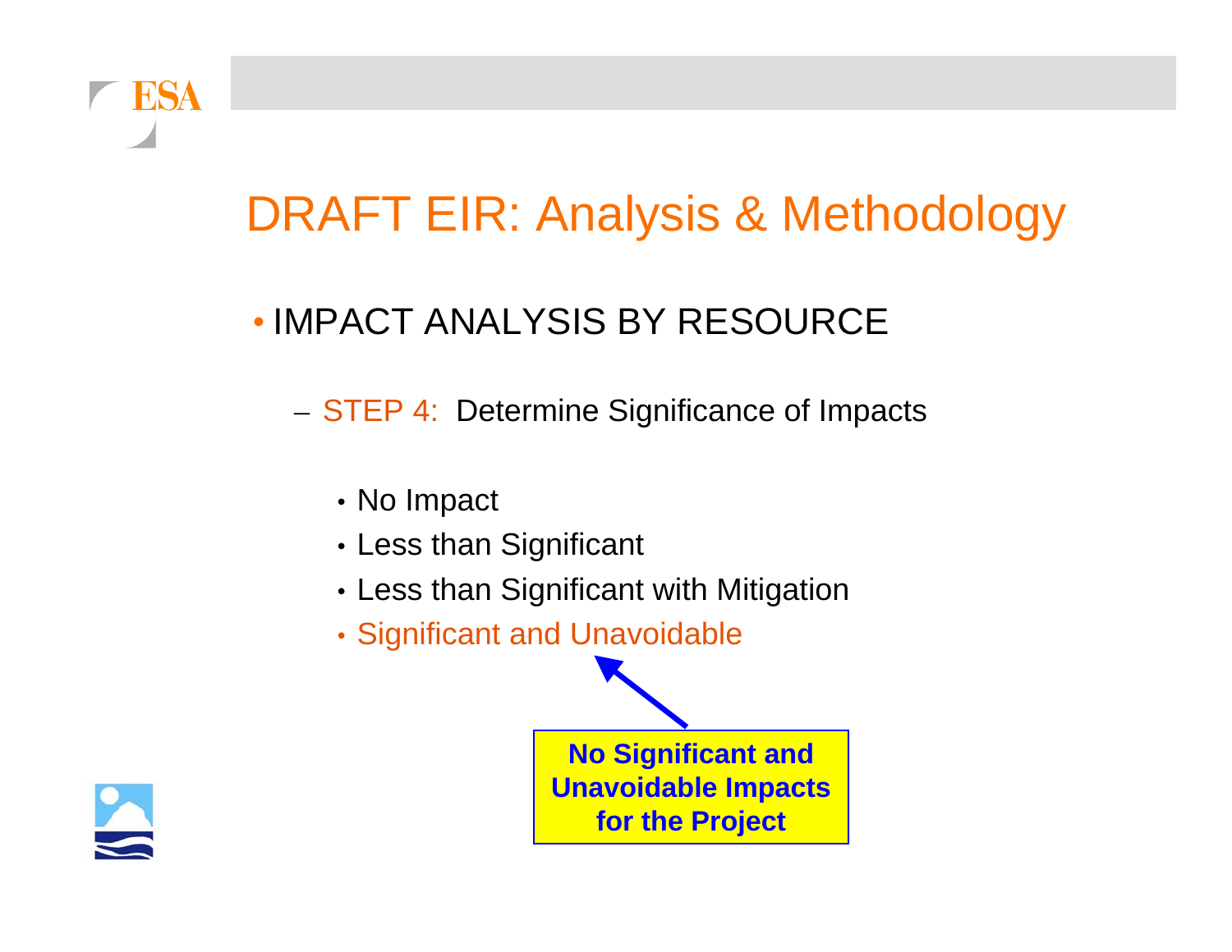# DRAFT EIR: Analysis & Methodology

- IMPACT ANALYSIS BY RESOURCE
  - STEP 4: Determine Significance of Impacts
    - No Impact
    - Less than Significant
    - Less than Significant with Mitigation
    - Significant and Unavoidable

**No Significant and Unavoidable Impacts for the Project**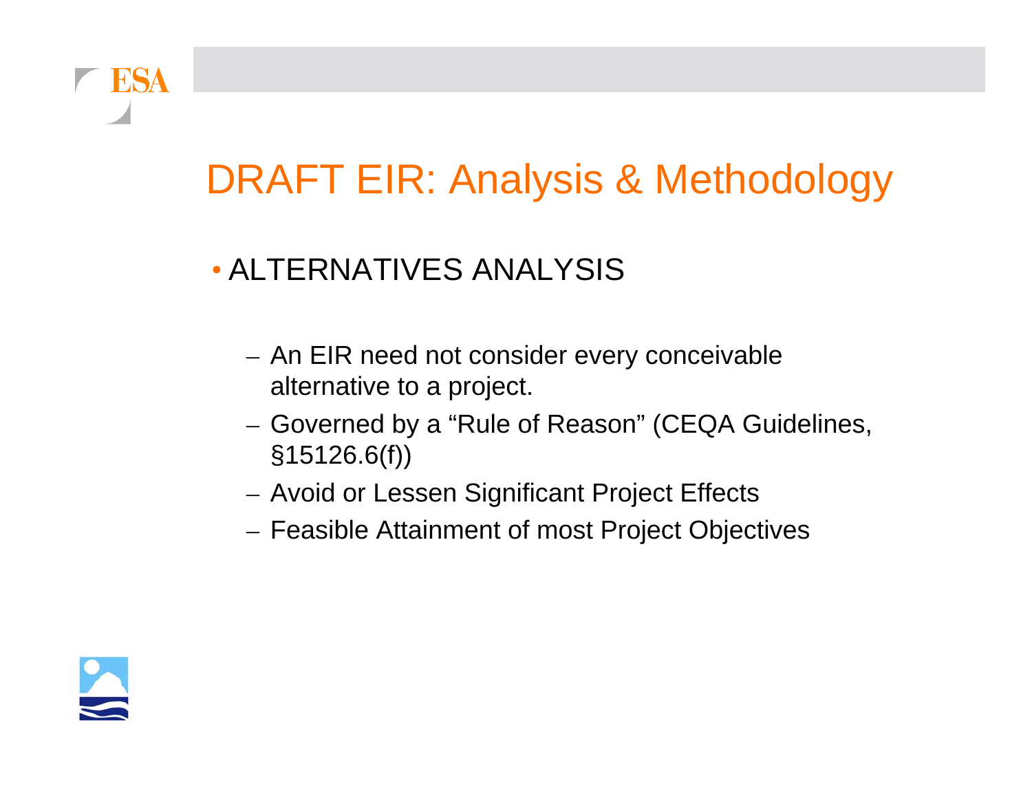# DRAFT EIR: Analysis & Methodology

- ALTERNATIVES ANALYSIS
  - An EIR need not consider every conceivable alternative to a project.
  - Governed by a "Rule of Reason" (CEQA Guidelines, §15126.6(f))
  - Avoid or Lessen Significant Project Effects
  - Feasible Attainment of most Project Objectives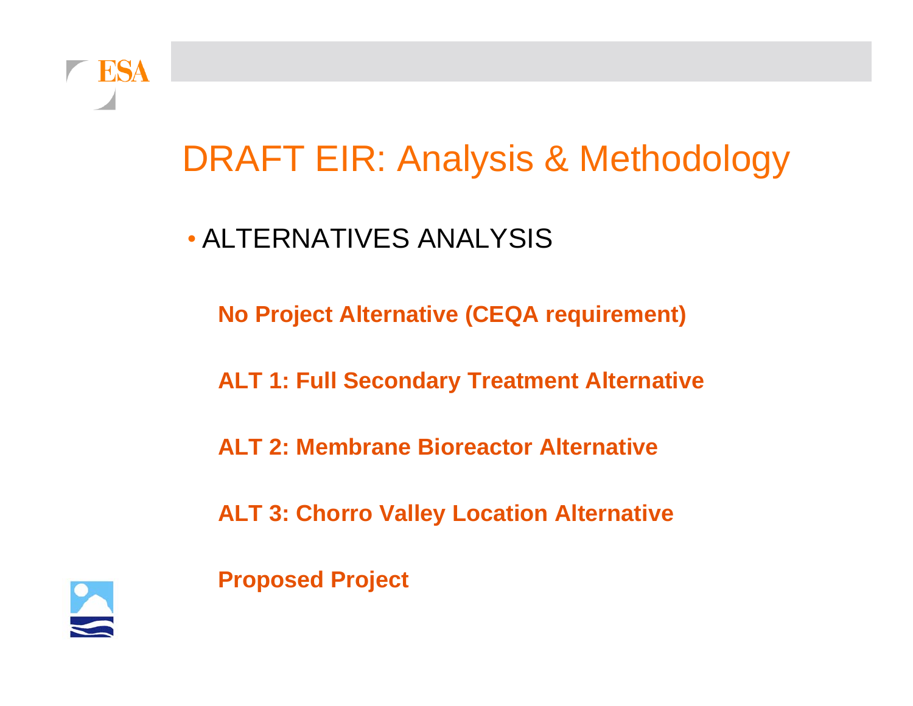# DRAFT EIR: Analysis & Methodology

- ALTERNATIVES ANALYSIS

**No Project Alternative (CEQA requirement)**

**ALT 1: Full Secondary Treatment Alternative**

**ALT 2: Membrane Bioreactor Alternative**

**ALT 3: Chorro Valley Location Alternative**

**Proposed Project**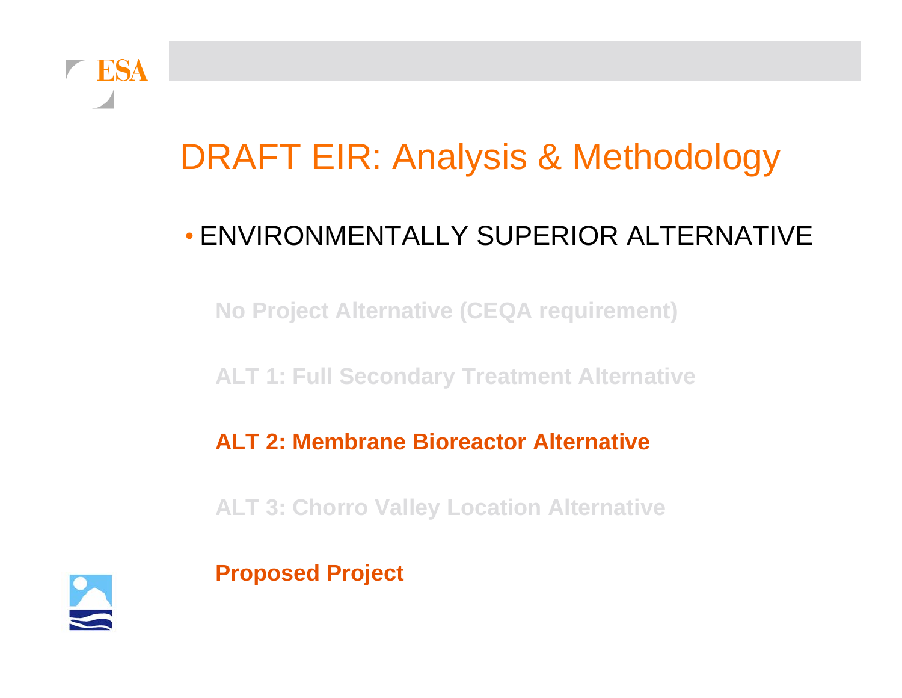# DRAFT EIR: Analysis & Methodology

- ENVIRONMENTALLY SUPERIOR ALTERNATIVE

**No Project Alternative (CEQA requirement)**

**ALT 1: Full Secondary Treatment Alternative**

**ALT 2: Membrane Bioreactor Alternative**

**ALT 3: Chorro Valley Location Alternative**

**Proposed Project**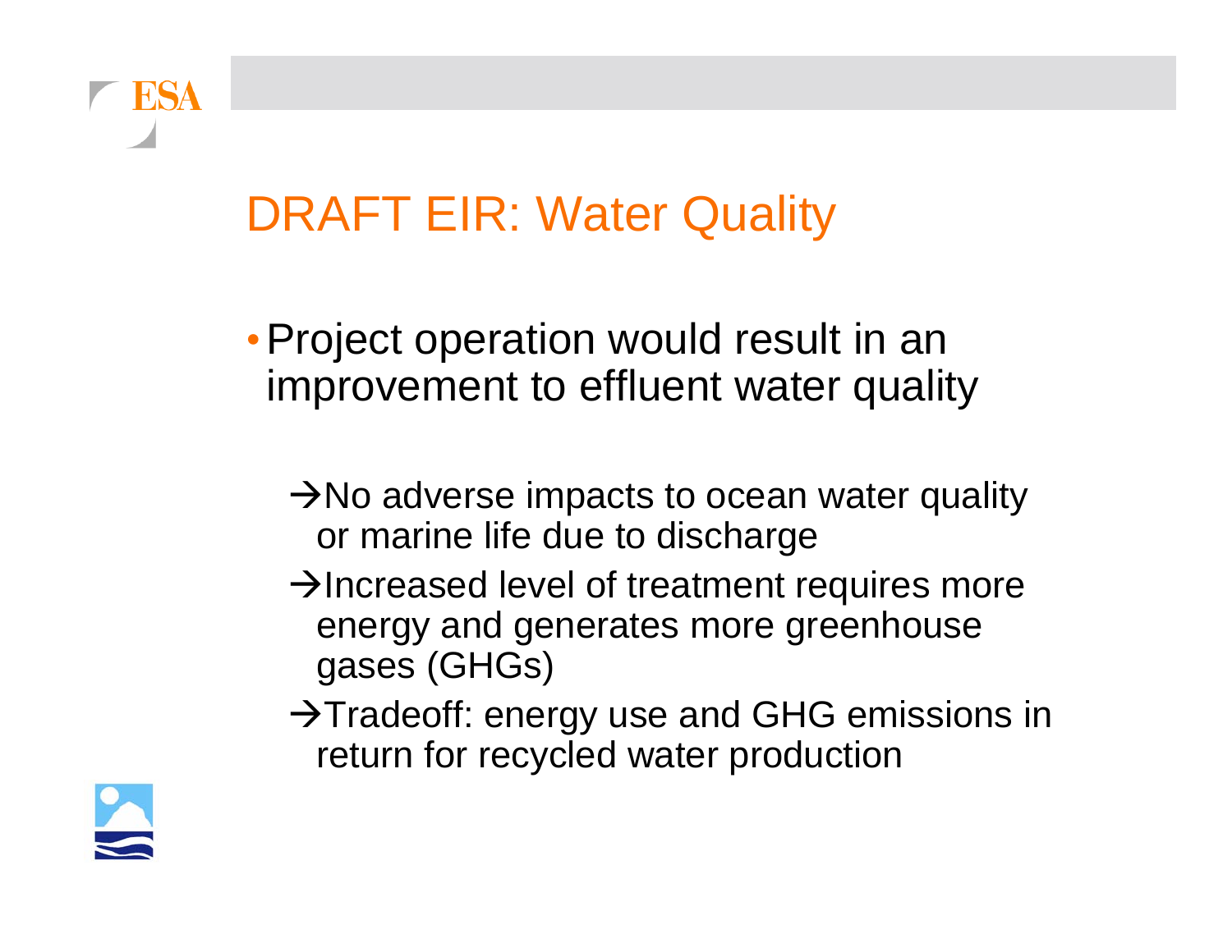# DRAFT EIR: Water Quality

- Project operation would result in an improvement to effluent water quality
  - →No adverse impacts to ocean water quality or marine life due to discharge
  - →Increased level of treatment requires more energy and generates more greenhouse gases (GHGs)
  - →Tradeoff: energy use and GHG emissions in return for recycled water production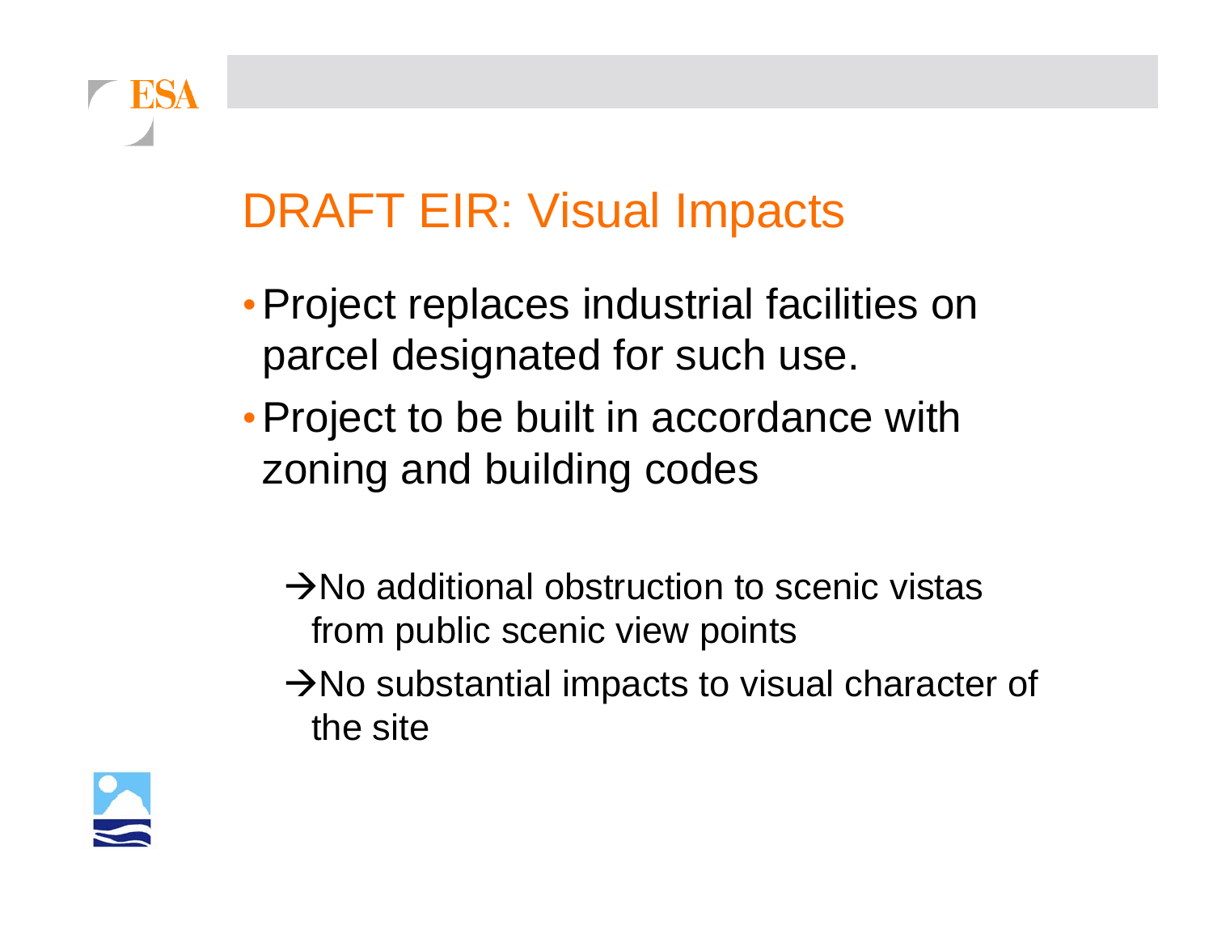# DRAFT EIR: Visual Impacts

- Project replaces industrial facilities on parcel designated for such use.
- Project to be built in accordance with zoning and building codes

  → No additional obstruction to scenic vistas from public scenic view points

  → No substantial impacts to visual character of the site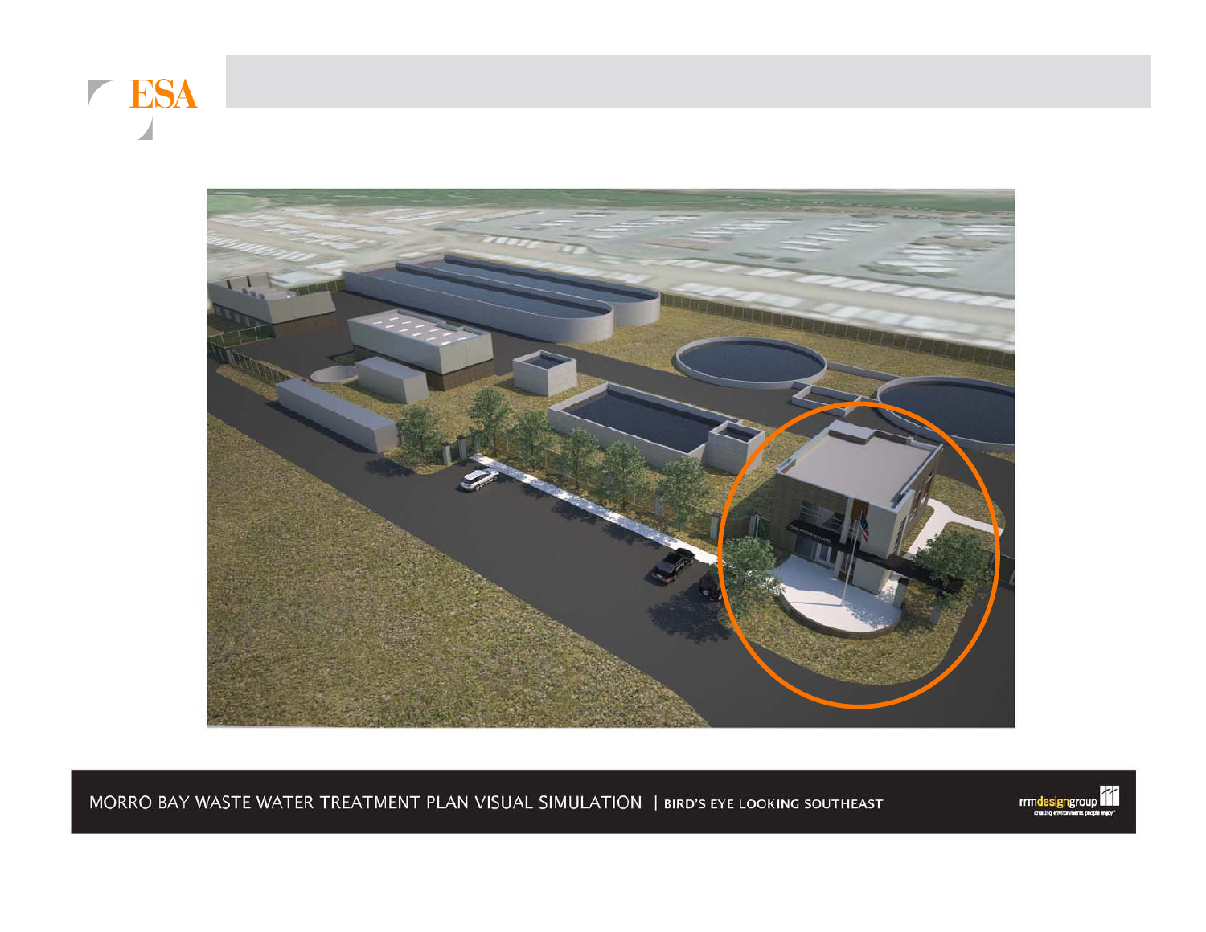MORRO BAY WASTE WATER TREATMENT PLAN VISUAL SIMULATION | BIRD'S EYE LOOKING SOUTHEAST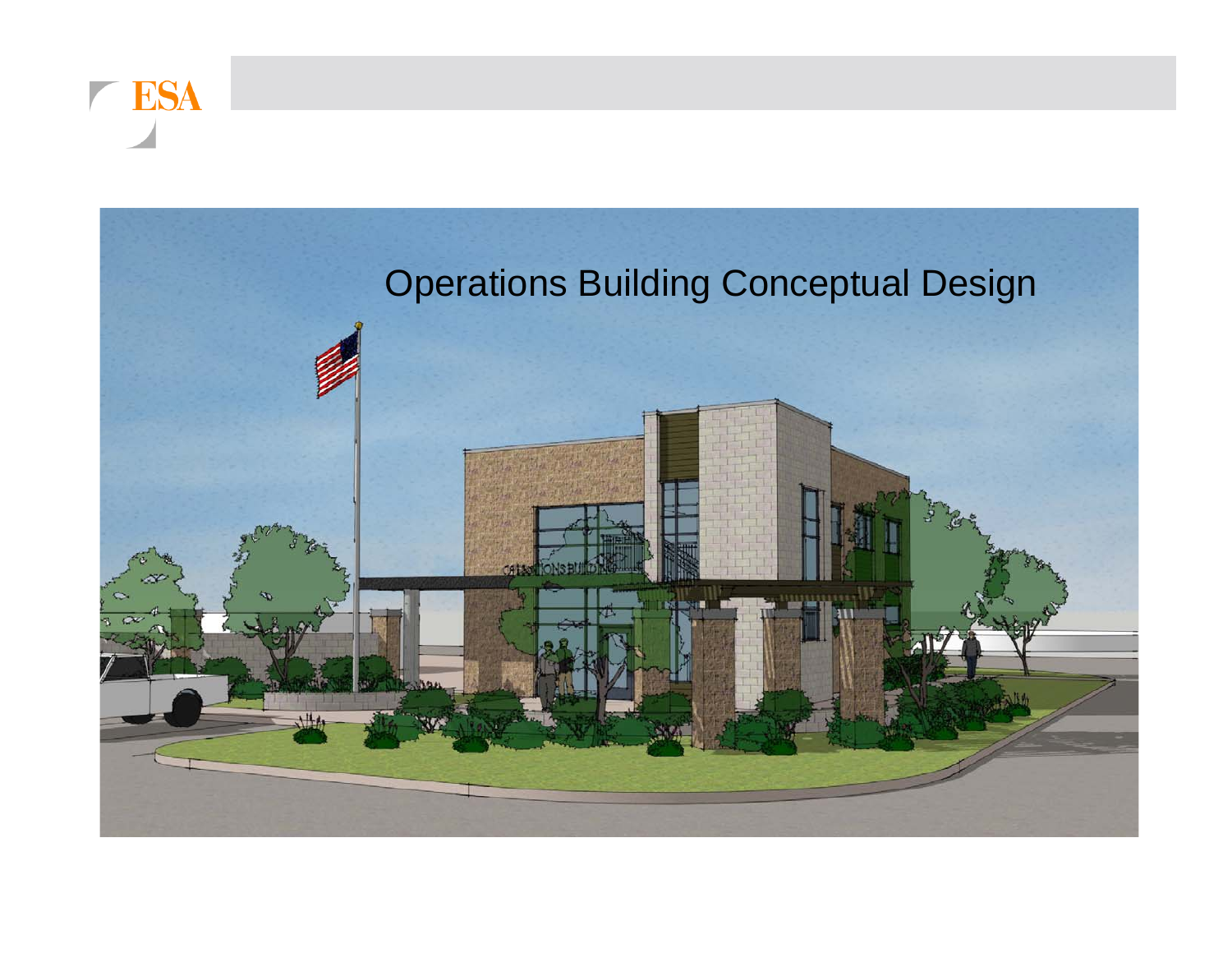Operations Building Conceptual Design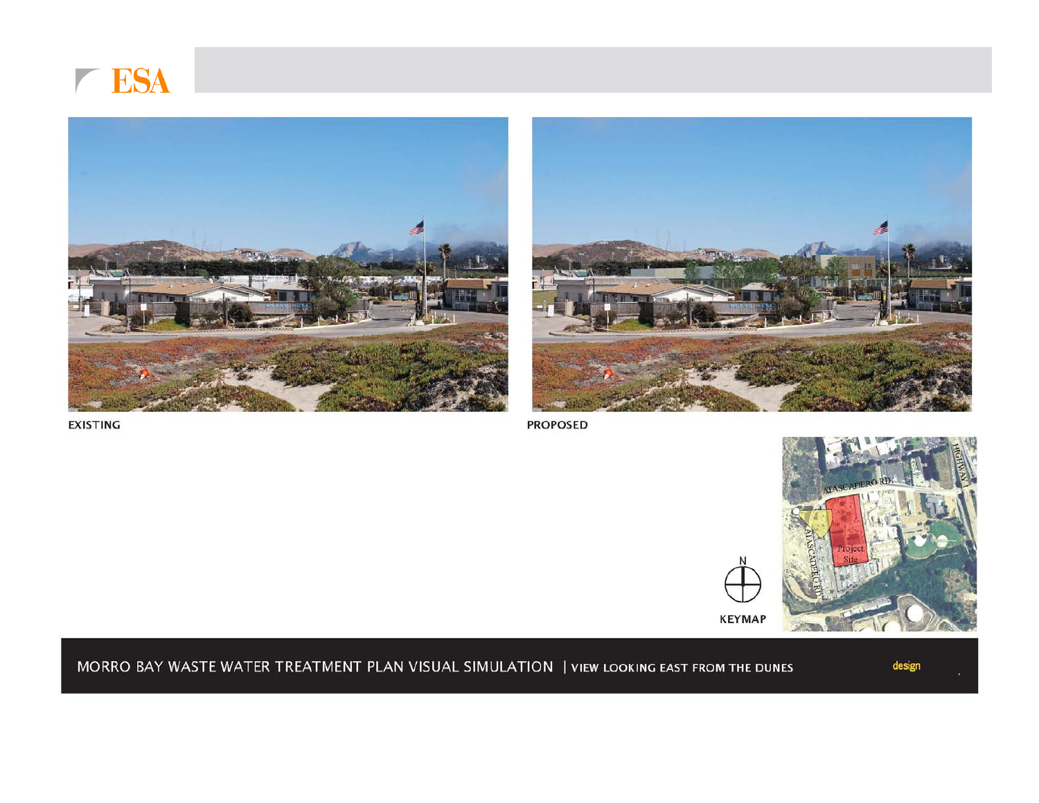ESA

EXISTING

PROPOSED

N

KEYMAP

ATASCADERO RD.

HIGHWAY 1

ATASCADERO RD

Project Site

MORRO BAY WASTE WATER TREATMENT PLAN VISUAL SIMULATION | VIEW LOOKING EAST FROM THE DUNES

design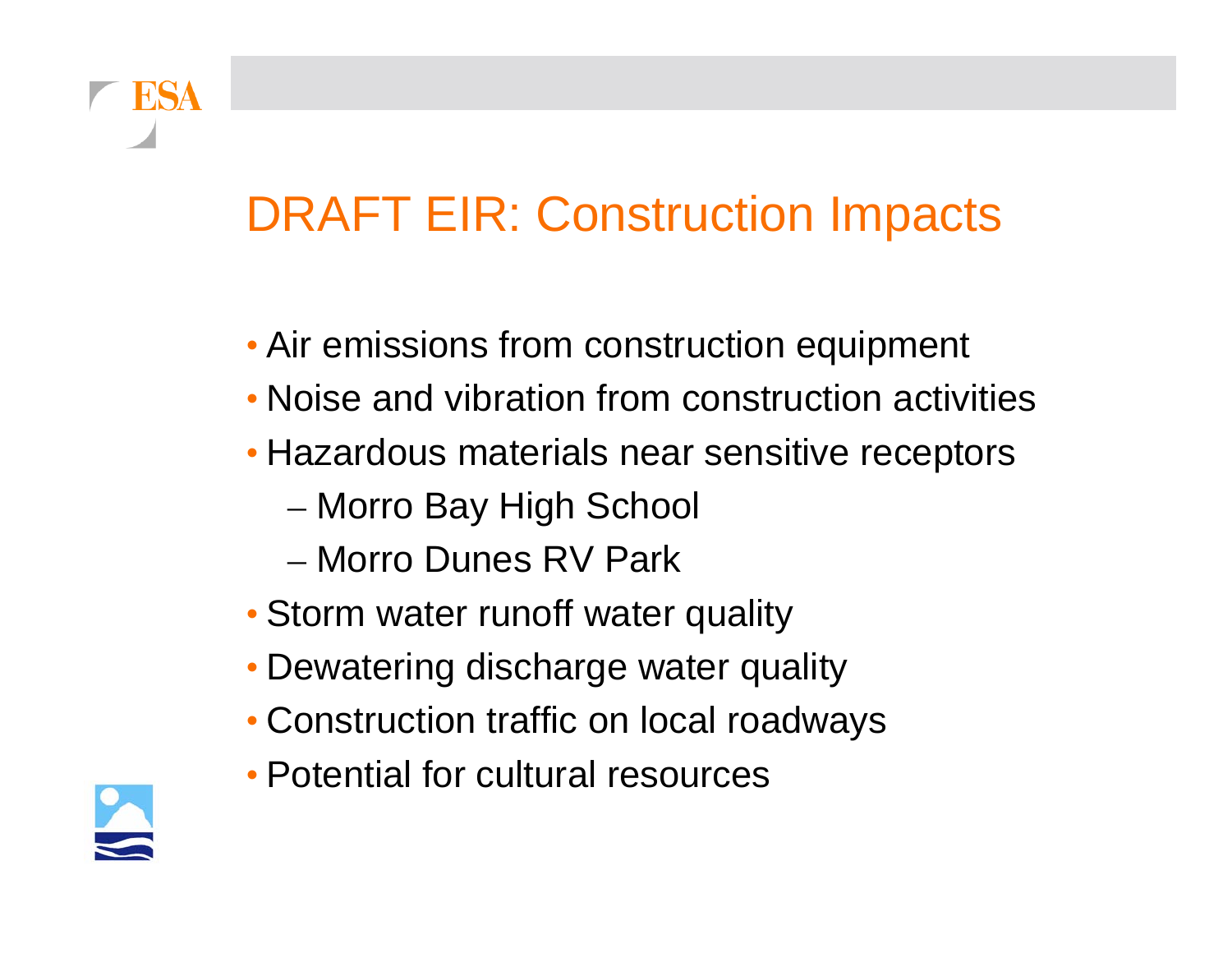# DRAFT EIR: Construction Impacts

- Air emissions from construction equipment
- Noise and vibration from construction activities
- Hazardous materials near sensitive receptors
  - Morro Bay High School
  - Morro Dunes RV Park
- Storm water runoff water quality
- Dewatering discharge water quality
- Construction traffic on local roadways
- Potential for cultural resources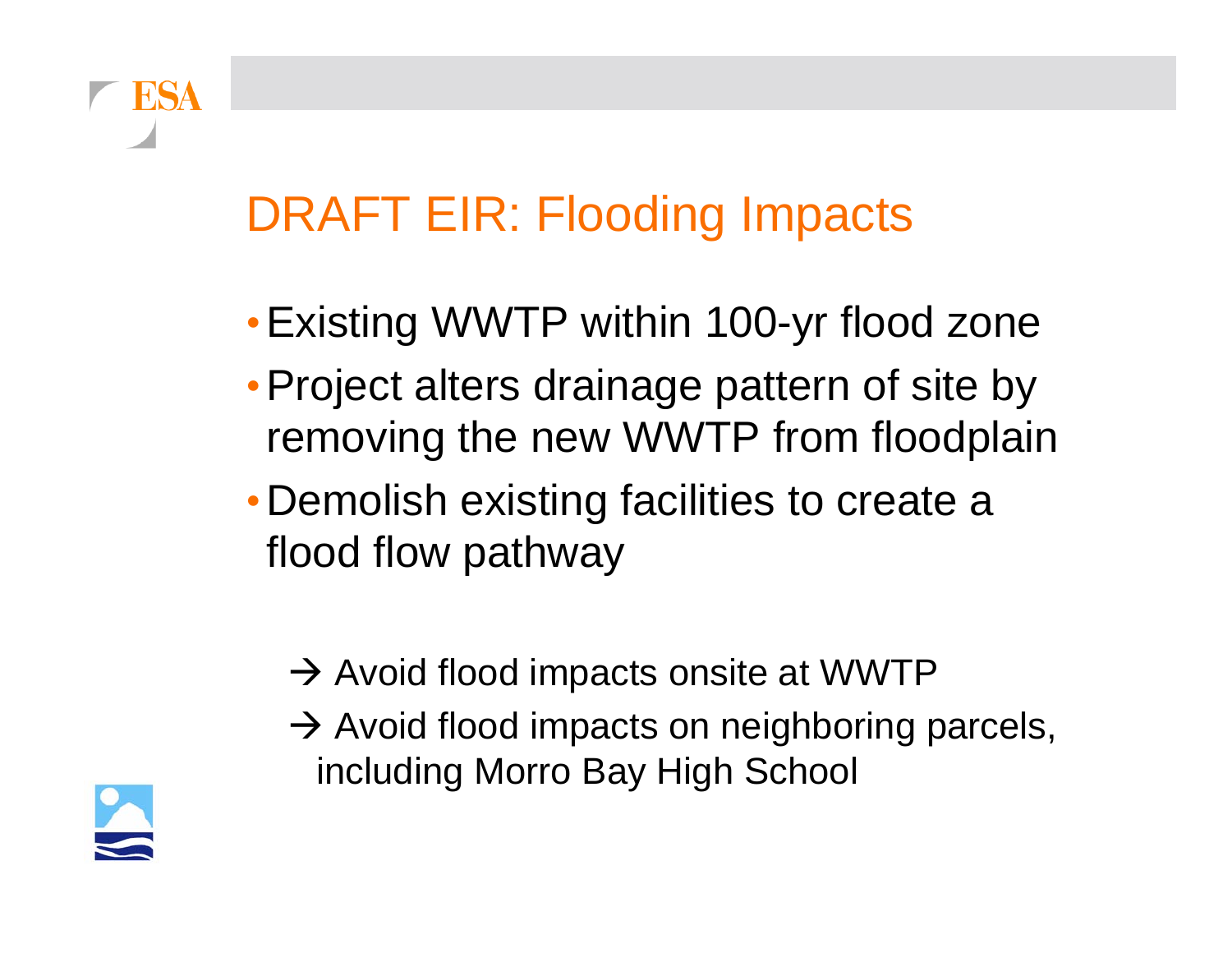# DRAFT EIR: Flooding Impacts

- Existing WWTP within 100-yr flood zone
- Project alters drainage pattern of site by removing the new WWTP from floodplain
- Demolish existing facilities to create a flood flow pathway

→ Avoid flood impacts onsite at WWTP

→ Avoid flood impacts on neighboring parcels, including Morro Bay High School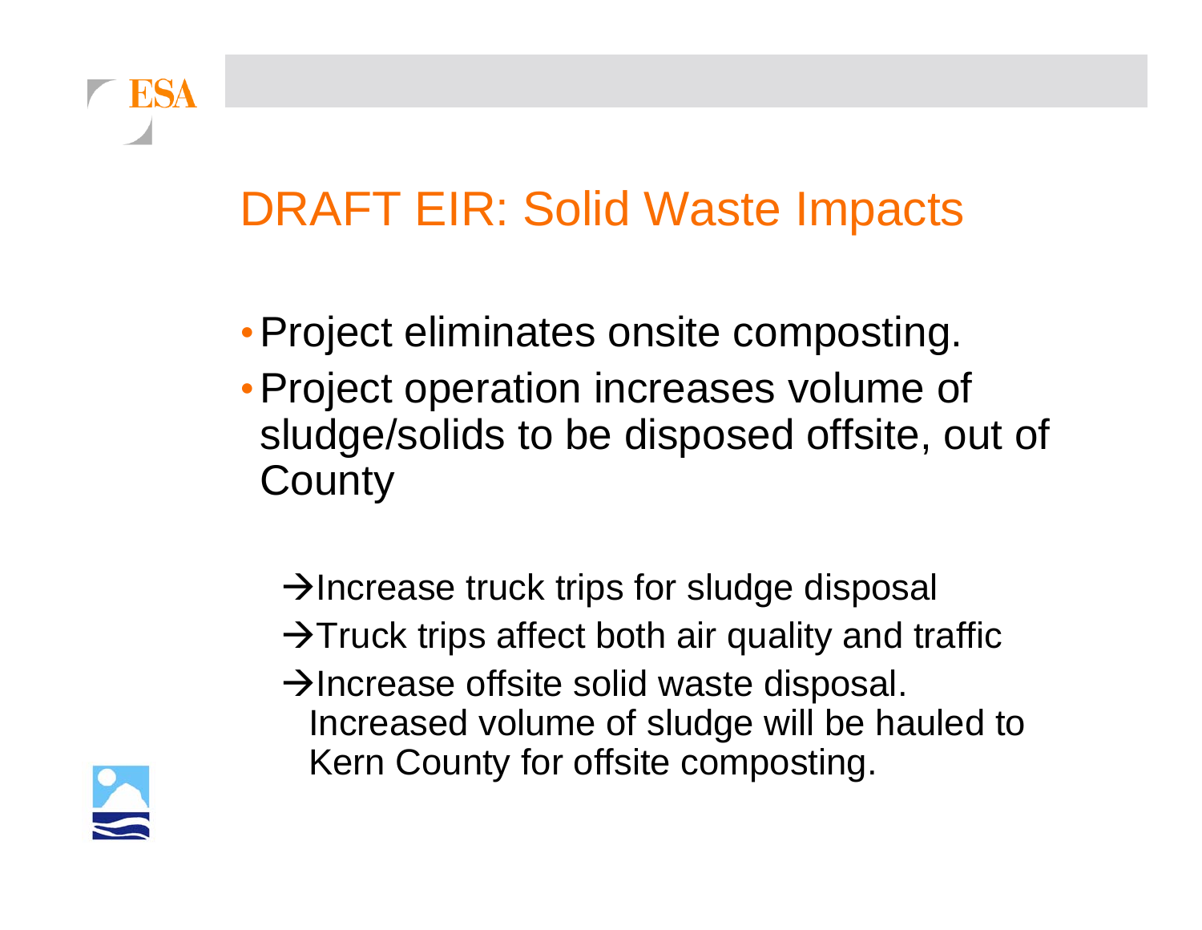# DRAFT EIR: Solid Waste Impacts

- Project eliminates onsite composting.
- Project operation increases volume of sludge/solids to be disposed offsite, out of County

  → Increase truck trips for sludge disposal

  → Truck trips affect both air quality and traffic

  → Increase offsite solid waste disposal. Increased volume of sludge will be hauled to Kern County for offsite composting.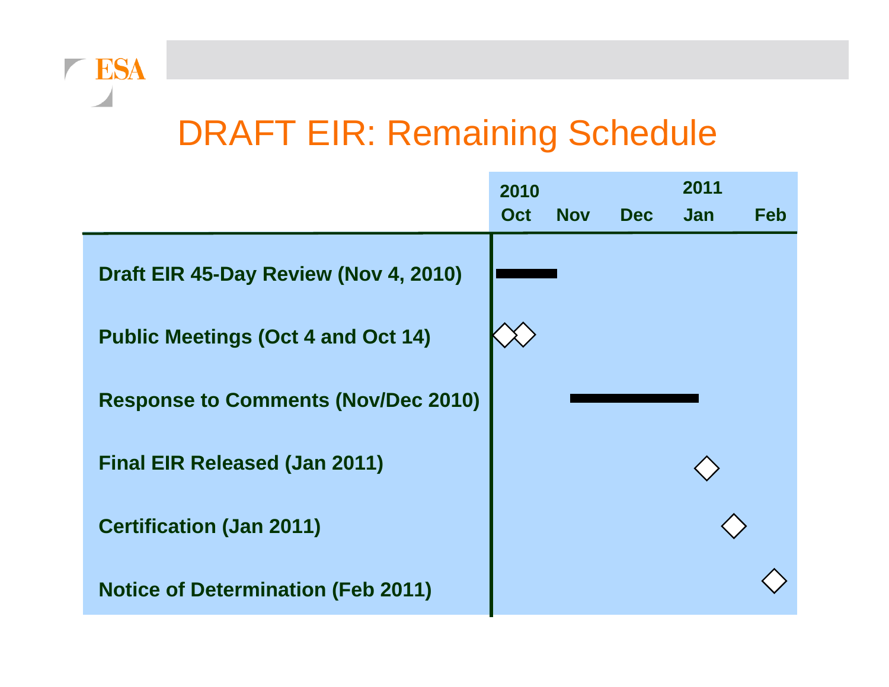# DRAFT EIR: Remaining Schedule

| | 2010 Oct | Nov | Dec | 2011 Jan | Feb |
|---|---|---|---|---|---|
| Draft EIR 45-Day Review (Nov 4, 2010) | ▬ | ▬ | | | |
| Public Meetings (Oct 4 and Oct 14) | ◇◇ | | | | |
| Response to Comments (Nov/Dec 2010) | | ▬ | ▬ | | |
| Final EIR Released (Jan 2011) | | | | ◇ | |
| Certification (Jan 2011) | | | | ◇ | |
| Notice of Determination (Feb 2011) | | | | | ◇ |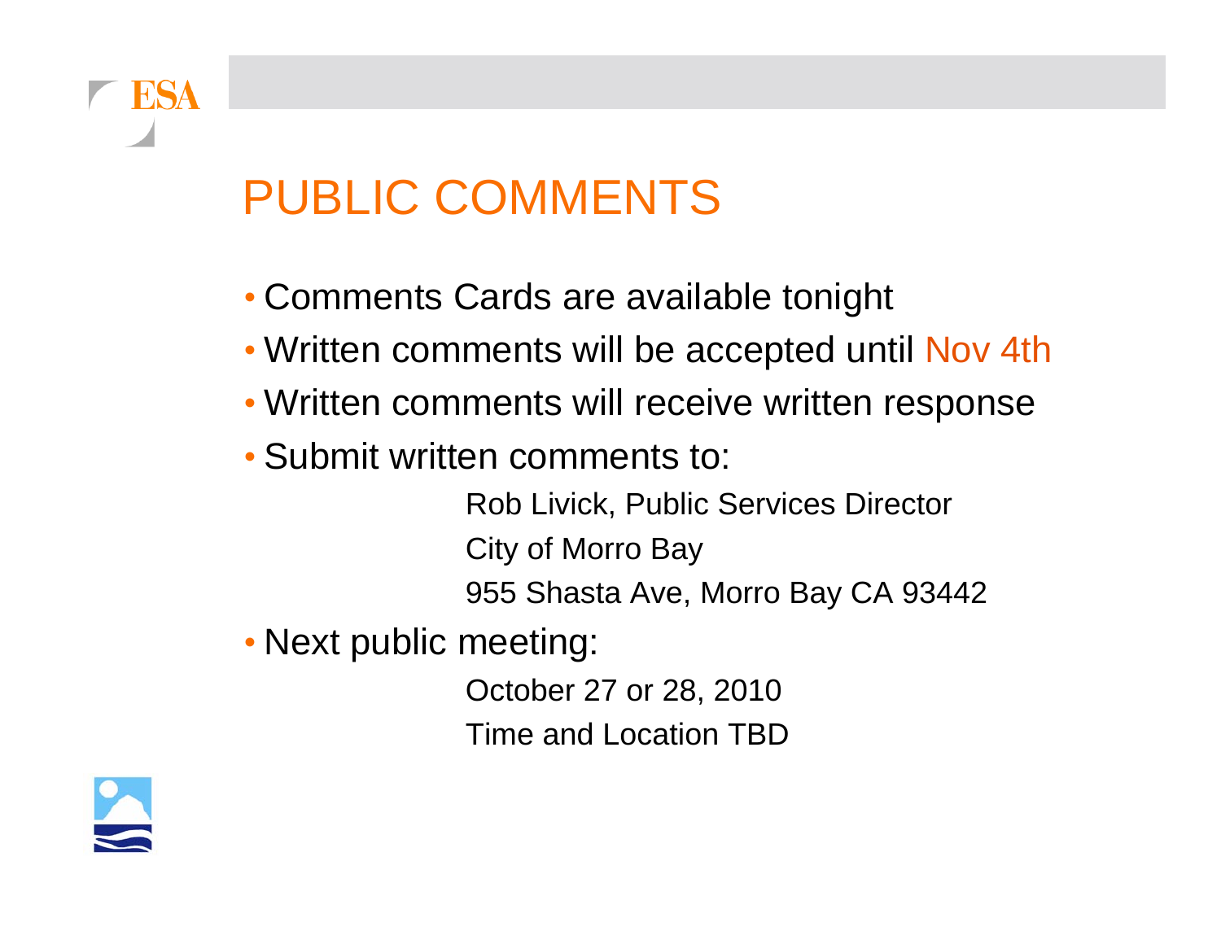# PUBLIC COMMENTS

- Comments Cards are available tonight
- Written comments will be accepted until Nov 4th
- Written comments will receive written response
- Submit written comments to:

  Rob Livick, Public Services Director
  City of Morro Bay
  955 Shasta Ave, Morro Bay CA 93442

- Next public meeting:

  October 27 or 28, 2010
  Time and Location TBD